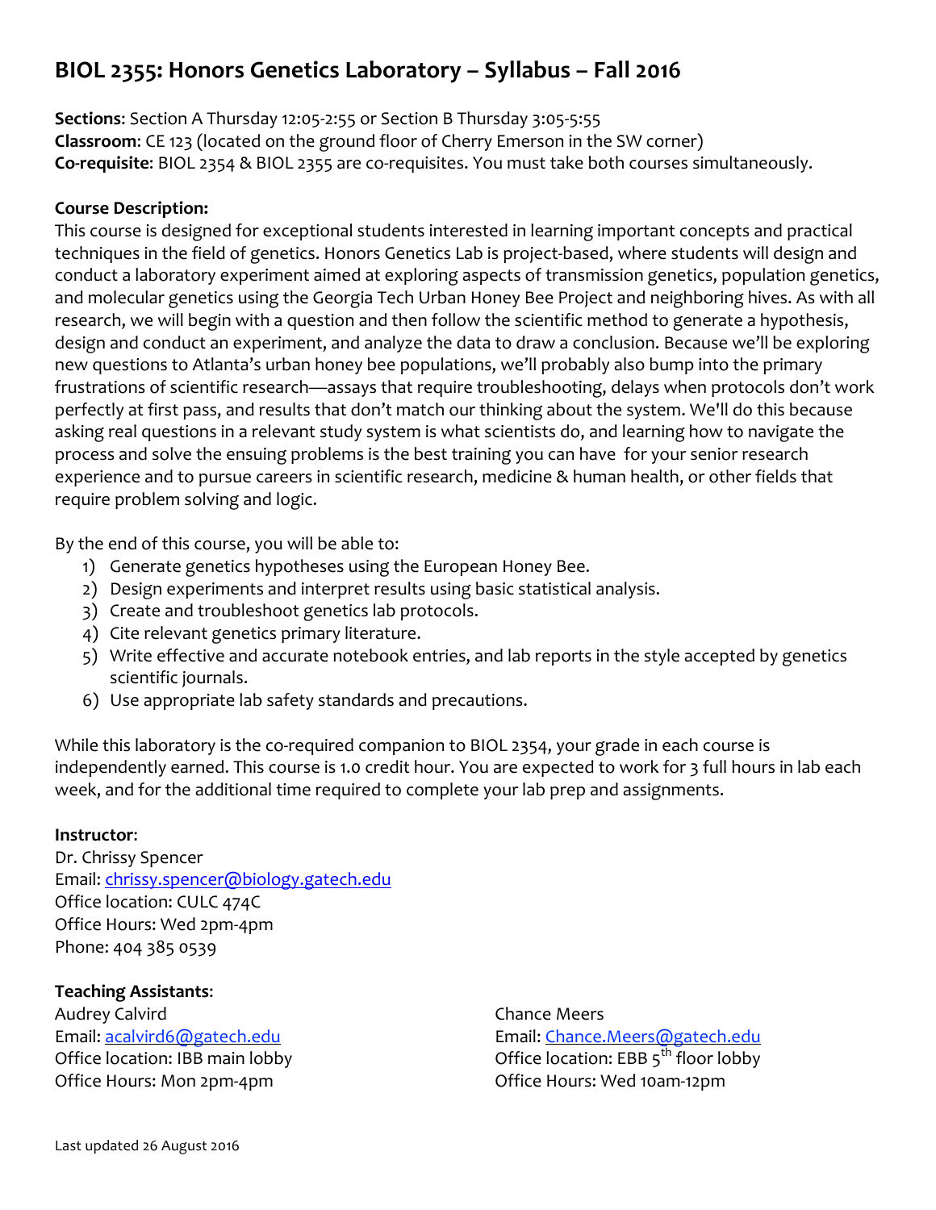# BIOL 2355: Honors Genetics Laboratory – Syllabus – Fall 2016

**Sections**: Section A Thursday 12:05-2:55 or Section B Thursday 3:05-5:55
**Classroom**: CE 123 (located on the ground floor of Cherry Emerson in the SW corner)
**Co-requisite**: BIOL 2354 & BIOL 2355 are co-requisites. You must take both courses simultaneously.

**Course Description:**
This course is designed for exceptional students interested in learning important concepts and practical techniques in the field of genetics. Honors Genetics Lab is project-based, where students will design and conduct a laboratory experiment aimed at exploring aspects of transmission genetics, population genetics, and molecular genetics using the Georgia Tech Urban Honey Bee Project and neighboring hives. As with all research, we will begin with a question and then follow the scientific method to generate a hypothesis, design and conduct an experiment, and analyze the data to draw a conclusion. Because we'll be exploring new questions to Atlanta's urban honey bee populations, we'll probably also bump into the primary frustrations of scientific research—assays that require troubleshooting, delays when protocols don't work perfectly at first pass, and results that don't match our thinking about the system. We'll do this because asking real questions in a relevant study system is what scientists do, and learning how to navigate the process and solve the ensuing problems is the best training you can have for your senior research experience and to pursue careers in scientific research, medicine & human health, or other fields that require problem solving and logic.

By the end of this course, you will be able to:

1) Generate genetics hypotheses using the European Honey Bee.
2) Design experiments and interpret results using basic statistical analysis.
3) Create and troubleshoot genetics lab protocols.
4) Cite relevant genetics primary literature.
5) Write effective and accurate notebook entries, and lab reports in the style accepted by genetics scientific journals.
6) Use appropriate lab safety standards and precautions.

While this laboratory is the co-required companion to BIOL 2354, your grade in each course is independently earned. This course is 1.0 credit hour. You are expected to work for 3 full hours in lab each week, and for the additional time required to complete your lab prep and assignments.

**Instructor**:
Dr. Chrissy Spencer
Email: chrissy.spencer@biology.gatech.edu
Office location: CULC 474C
Office Hours: Wed 2pm-4pm
Phone: 404 385 0539

**Teaching Assistants**:

Audrey Calvird
Email: acalvird6@gatech.edu
Office location: IBB main lobby
Office Hours: Mon 2pm-4pm

Chance Meers
Email: Chance.Meers@gatech.edu
Office location: EBB 5th floor lobby
Office Hours: Wed 10am-12pm

Last updated 26 August 2016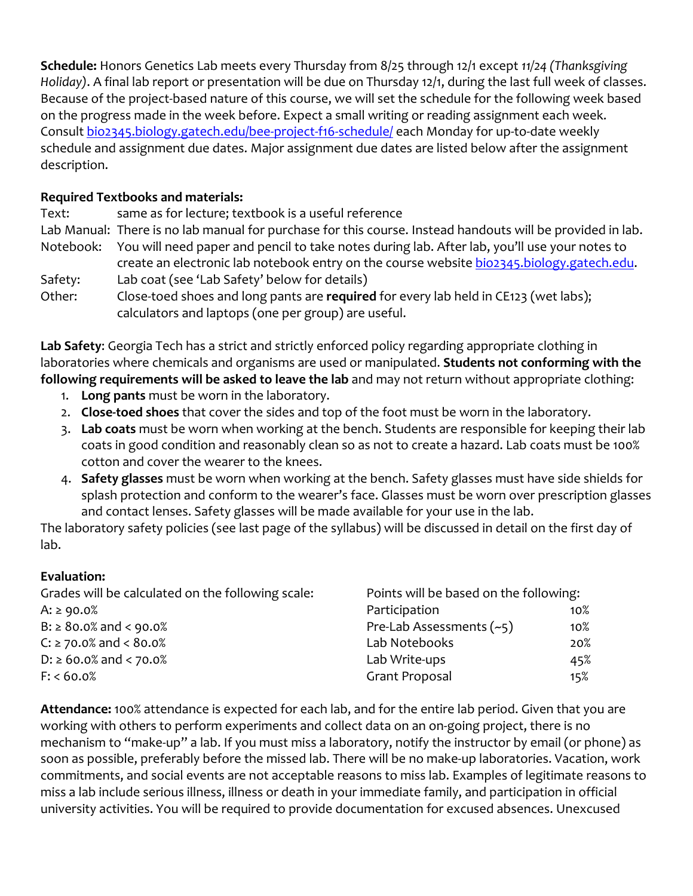**Schedule:** Honors Genetics Lab meets every Thursday from 8/25 through 12/1 except *11/24 (Thanksgiving Holiday)*. A final lab report or presentation will be due on Thursday 12/1, during the last full week of classes. Because of the project-based nature of this course, we will set the schedule for the following week based on the progress made in the week before. Expect a small writing or reading assignment each week. Consult [bio2345.biology.gatech.edu/bee-project-f16-schedule/](bio2345.biology.gatech.edu/bee-project-f16-schedule/) each Monday for up-to-date weekly schedule and assignment due dates. Major assignment due dates are listed below after the assignment description.

**Required Textbooks and materials:**

| | |
|---|---|
| Text: | same as for lecture; textbook is a useful reference |
| Lab Manual: | There is no lab manual for purchase for this course. Instead handouts will be provided in lab. |
| Notebook: | You will need paper and pencil to take notes during lab. After lab, you'll use your notes to create an electronic lab notebook entry on the course website [bio2345.biology.gatech.edu](bio2345.biology.gatech.edu). |
| Safety: | Lab coat (see 'Lab Safety' below for details) |
| Other: | Close-toed shoes and long pants are **required** for every lab held in CE123 (wet labs); calculators and laptops (one per group) are useful. |

**Lab Safety**: Georgia Tech has a strict and strictly enforced policy regarding appropriate clothing in laboratories where chemicals and organisms are used or manipulated. **Students not conforming with the following requirements will be asked to leave the lab** and may not return without appropriate clothing:

1. **Long pants** must be worn in the laboratory.
2. **Close-toed shoes** that cover the sides and top of the foot must be worn in the laboratory.
3. **Lab coats** must be worn when working at the bench. Students are responsible for keeping their lab coats in good condition and reasonably clean so as not to create a hazard. Lab coats must be 100% cotton and cover the wearer to the knees.
4. **Safety glasses** must be worn when working at the bench. Safety glasses must have side shields for splash protection and conform to the wearer's face. Glasses must be worn over prescription glasses and contact lenses. Safety glasses will be made available for your use in the lab.

The laboratory safety policies (see last page of the syllabus) will be discussed in detail on the first day of lab.

**Evaluation:**

Grades will be calculated on the following scale:

- A: ≥ 90.0%
- B: ≥ 80.0% and < 90.0%
- C: ≥ 70.0% and < 80.0%
- D: ≥ 60.0% and < 70.0%
- F: < 60.0%

| Points will be based on the following: | |
|---|---|
| Participation | 10% |
| Pre-Lab Assessments (~5) | 10% |
| Lab Notebooks | 20% |
| Lab Write-ups | 45% |
| Grant Proposal | 15% |

**Attendance:** 100% attendance is expected for each lab, and for the entire lab period. Given that you are working with others to perform experiments and collect data on an on-going project, there is no mechanism to "make-up" a lab. If you must miss a laboratory, notify the instructor by email (or phone) as soon as possible, preferably before the missed lab. There will be no make-up laboratories. Vacation, work commitments, and social events are not acceptable reasons to miss lab. Examples of legitimate reasons to miss a lab include serious illness, illness or death in your immediate family, and participation in official university activities. You will be required to provide documentation for excused absences. Unexcused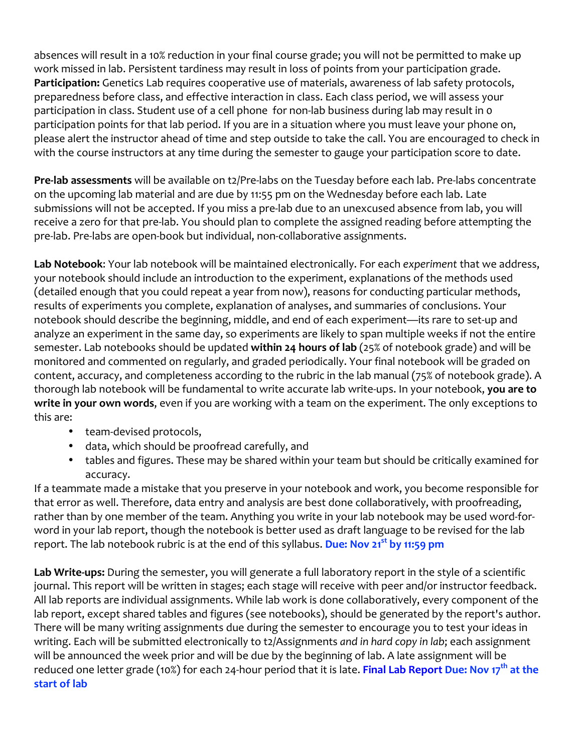absences will result in a 10% reduction in your final course grade; you will not be permitted to make up work missed in lab. Persistent tardiness may result in loss of points from your participation grade. **Participation:** Genetics Lab requires cooperative use of materials, awareness of lab safety protocols, preparedness before class, and effective interaction in class. Each class period, we will assess your participation in class. Student use of a cell phone for non-lab business during lab may result in 0 participation points for that lab period. If you are in a situation where you must leave your phone on, please alert the instructor ahead of time and step outside to take the call. You are encouraged to check in with the course instructors at any time during the semester to gauge your participation score to date.

**Pre-lab assessments** will be available on t2/Pre-labs on the Tuesday before each lab. Pre-labs concentrate on the upcoming lab material and are due by 11:55 pm on the Wednesday before each lab. Late submissions will not be accepted. If you miss a pre-lab due to an unexcused absence from lab, you will receive a zero for that pre-lab. You should plan to complete the assigned reading before attempting the pre-lab. Pre-labs are open-book but individual, non-collaborative assignments.

**Lab Notebook**: Your lab notebook will be maintained electronically. For each *experiment* that we address, your notebook should include an introduction to the experiment, explanations of the methods used (detailed enough that you could repeat a year from now), reasons for conducting particular methods, results of experiments you complete, explanation of analyses, and summaries of conclusions. Your notebook should describe the beginning, middle, and end of each experiment—its rare to set-up and analyze an experiment in the same day, so experiments are likely to span multiple weeks if not the entire semester. Lab notebooks should be updated **within 24 hours of lab** (25% of notebook grade) and will be monitored and commented on regularly, and graded periodically. Your final notebook will be graded on content, accuracy, and completeness according to the rubric in the lab manual (75% of notebook grade). A thorough lab notebook will be fundamental to write accurate lab write-ups. In your notebook, **you are to write in your own words**, even if you are working with a team on the experiment. The only exceptions to this are:

- team-devised protocols,
- data, which should be proofread carefully, and
- tables and figures. These may be shared within your team but should be critically examined for accuracy.

If a teammate made a mistake that you preserve in your notebook and work, you become responsible for that error as well. Therefore, data entry and analysis are best done collaboratively, with proofreading, rather than by one member of the team. Anything you write in your lab notebook may be used word-for-word in your lab report, though the notebook is better used as draft language to be revised for the lab report. The lab notebook rubric is at the end of this syllabus. **Due: Nov 21st by 11:59 pm**

**Lab Write-ups:** During the semester, you will generate a full laboratory report in the style of a scientific journal. This report will be written in stages; each stage will receive with peer and/or instructor feedback. All lab reports are individual assignments. While lab work is done collaboratively, every component of the lab report, except shared tables and figures (see notebooks), should be generated by the report's author. There will be many writing assignments due during the semester to encourage you to test your ideas in writing. Each will be submitted electronically to t2/Assignments *and in hard copy in lab*; each assignment will be announced the week prior and will be due by the beginning of lab. A late assignment will be reduced one letter grade (10%) for each 24-hour period that it is late. **Final Lab Report Due: Nov 17th at the start of lab**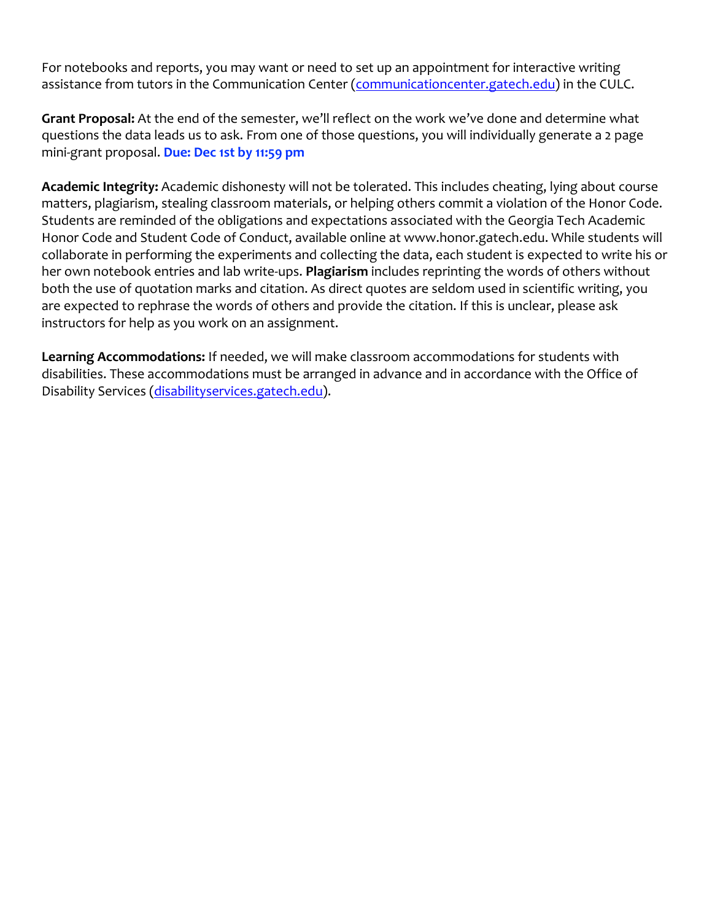For notebooks and reports, you may want or need to set up an appointment for interactive writing assistance from tutors in the Communication Center ([communicationcenter.gatech.edu](communicationcenter.gatech.edu)) in the CULC.

**Grant Proposal:** At the end of the semester, we'll reflect on the work we've done and determine what questions the data leads us to ask. From one of those questions, you will individually generate a 2 page mini-grant proposal. **Due: Dec 1st by 11:59 pm**

**Academic Integrity:** Academic dishonesty will not be tolerated. This includes cheating, lying about course matters, plagiarism, stealing classroom materials, or helping others commit a violation of the Honor Code. Students are reminded of the obligations and expectations associated with the Georgia Tech Academic Honor Code and Student Code of Conduct, available online at www.honor.gatech.edu. While students will collaborate in performing the experiments and collecting the data, each student is expected to write his or her own notebook entries and lab write-ups. **Plagiarism** includes reprinting the words of others without both the use of quotation marks and citation. As direct quotes are seldom used in scientific writing, you are expected to rephrase the words of others and provide the citation. If this is unclear, please ask instructors for help as you work on an assignment.

**Learning Accommodations:** If needed, we will make classroom accommodations for students with disabilities. These accommodations must be arranged in advance and in accordance with the Office of Disability Services ([disabilityservices.gatech.edu](disabilityservices.gatech.edu)).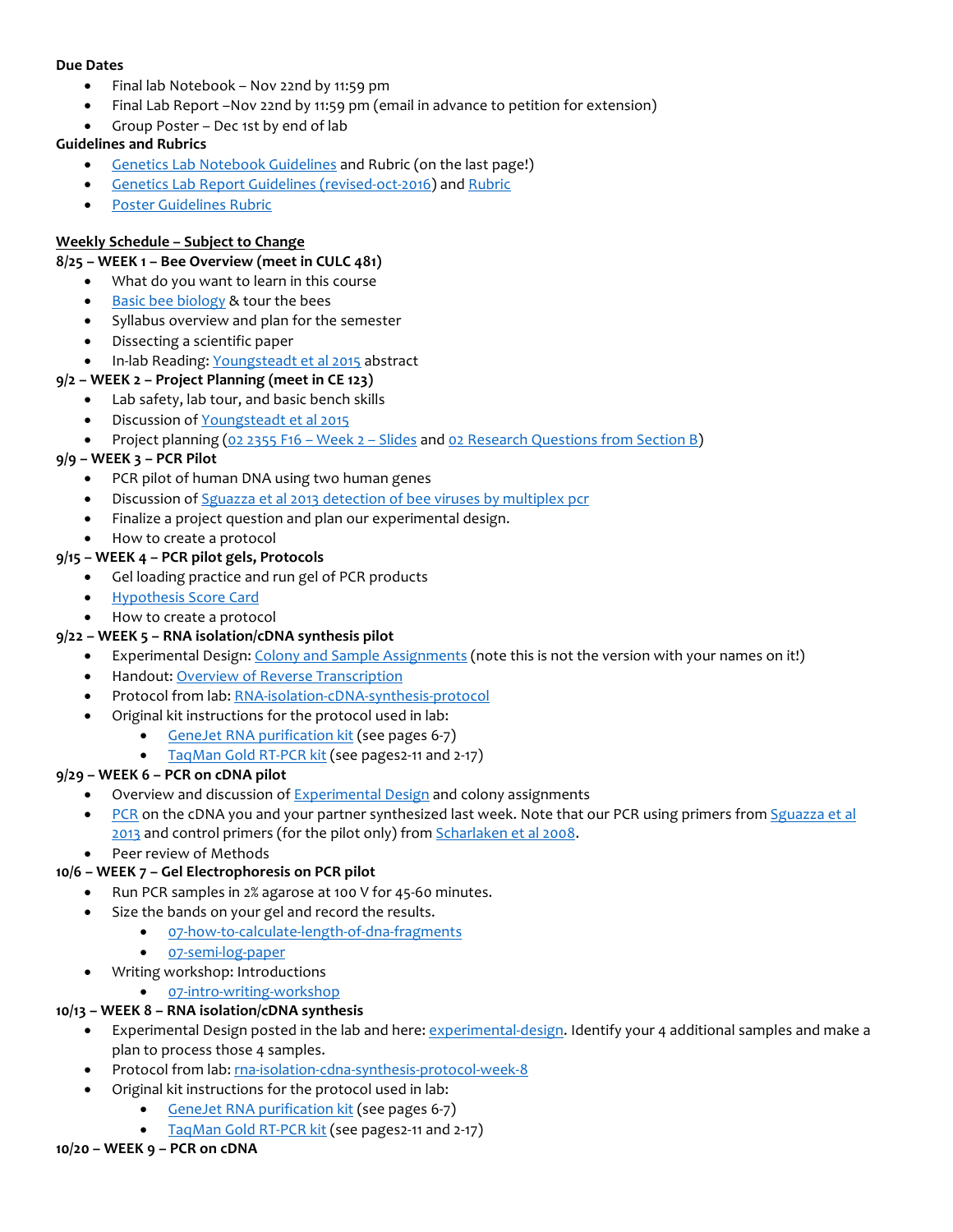**Due Dates**

- Final lab Notebook – Nov 22nd by 11:59 pm
- Final Lab Report –Nov 22nd by 11:59 pm (email in advance to petition for extension)
- Group Poster – Dec 1st by end of lab

**Guidelines and Rubrics**

- Genetics Lab Notebook Guidelines and Rubric (on the last page!)
- Genetics Lab Report Guidelines (revised-oct-2016) and Rubric
- Poster Guidelines Rubric

**Weekly Schedule – Subject to Change**

**8/25 – WEEK 1 – Bee Overview (meet in CULC 481)**

- What do you want to learn in this course
- Basic bee biology & tour the bees
- Syllabus overview and plan for the semester
- Dissecting a scientific paper
- In-lab Reading: Youngsteadt et al 2015 abstract

**9/2 – WEEK 2 – Project Planning (meet in CE 123)**

- Lab safety, lab tour, and basic bench skills
- Discussion of Youngsteadt et al 2015
- Project planning (02 2355 F16 – Week 2 – Slides and 02 Research Questions from Section B)

**9/9 – WEEK 3 – PCR Pilot**

- PCR pilot of human DNA using two human genes
- Discussion of Sguazza et al 2013 detection of bee viruses by multiplex pcr
- Finalize a project question and plan our experimental design.
- How to create a protocol

**9/15 – WEEK 4 – PCR pilot gels, Protocols**

- Gel loading practice and run gel of PCR products
- Hypothesis Score Card
- How to create a protocol

**9/22 – WEEK 5 – RNA isolation/cDNA synthesis pilot**

- Experimental Design: Colony and Sample Assignments (note this is not the version with your names on it!)
- Handout: Overview of Reverse Transcription
- Protocol from lab: RNA-isolation-cDNA-synthesis-protocol
- Original kit instructions for the protocol used in lab:
  - GeneJet RNA purification kit (see pages 6-7)
  - TaqMan Gold RT-PCR kit (see pages2-11 and 2-17)

**9/29 – WEEK 6 – PCR on cDNA pilot**

- Overview and discussion of Experimental Design and colony assignments
- PCR on the cDNA you and your partner synthesized last week. Note that our PCR using primers from Sguazza et al 2013 and control primers (for the pilot only) from Scharlaken et al 2008.
- Peer review of Methods

**10/6 – WEEK 7 – Gel Electrophoresis on PCR pilot**

- Run PCR samples in 2% agarose at 100 V for 45-60 minutes.
- Size the bands on your gel and record the results.
  - 07-how-to-calculate-length-of-dna-fragments
  - 07-semi-log-paper
- Writing workshop: Introductions
  - 07-intro-writing-workshop

**10/13 – WEEK 8 – RNA isolation/cDNA synthesis**

- Experimental Design posted in the lab and here: experimental-design. Identify your 4 additional samples and make a plan to process those 4 samples.
- Protocol from lab: rna-isolation-cdna-synthesis-protocol-week-8
- Original kit instructions for the protocol used in lab:
  - GeneJet RNA purification kit (see pages 6-7)
  - TaqMan Gold RT-PCR kit (see pages2-11 and 2-17)

**10/20 – WEEK 9 – PCR on cDNA**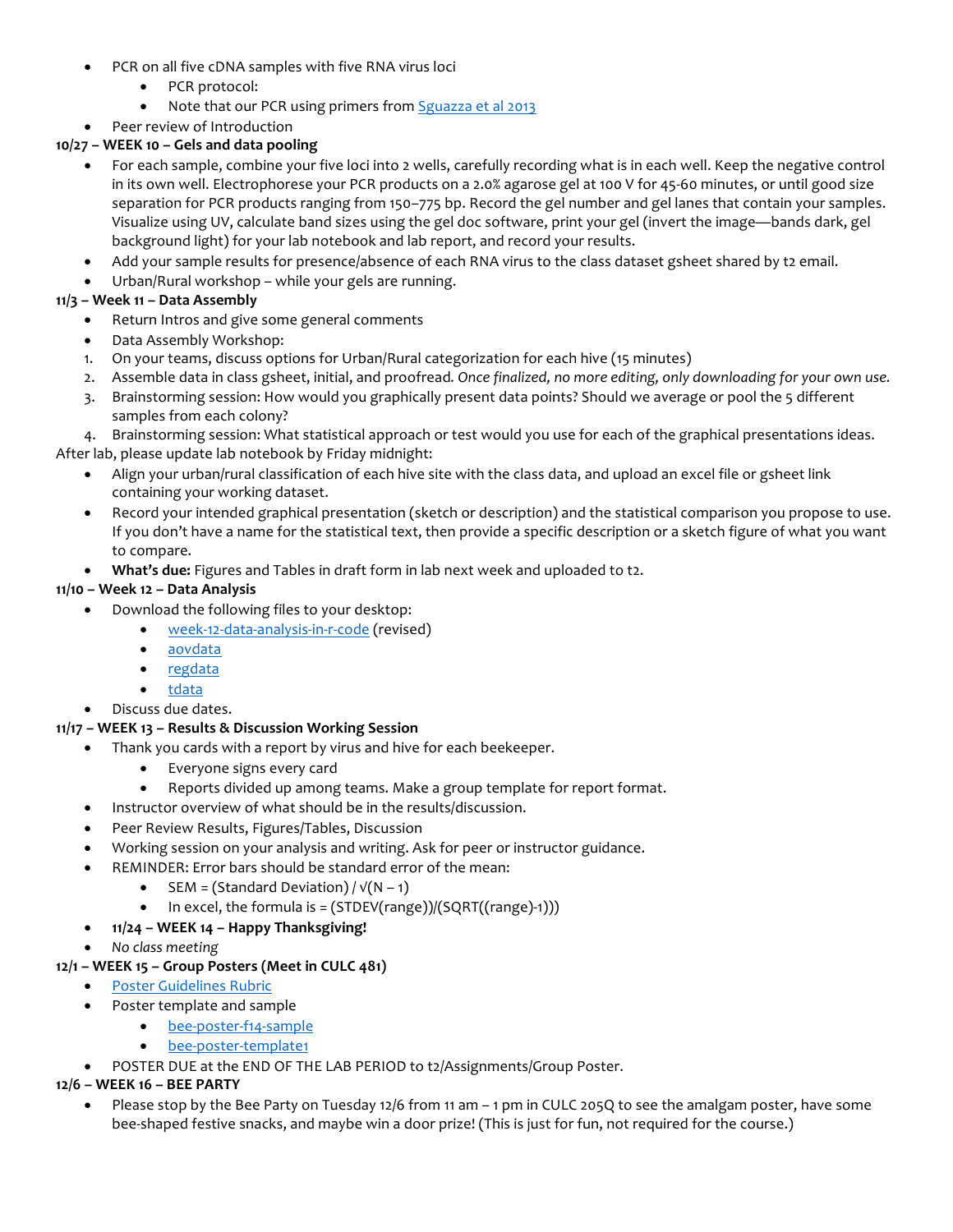- PCR on all five cDNA samples with five RNA virus loci
    - PCR protocol:
    - Note that our PCR using primers from Sguazza et al 2013
- Peer review of Introduction

**10/27 – WEEK 10 – Gels and data pooling**

- For each sample, combine your five loci into 2 wells, carefully recording what is in each well. Keep the negative control in its own well. Electrophorese your PCR products on a 2.0% agarose gel at 100 V for 45-60 minutes, or until good size separation for PCR products ranging from 150–775 bp. Record the gel number and gel lanes that contain your samples. Visualize using UV, calculate band sizes using the gel doc software, print your gel (invert the image—bands dark, gel background light) for your lab notebook and lab report, and record your results.
- Add your sample results for presence/absence of each RNA virus to the class dataset gsheet shared by t2 email.
- Urban/Rural workshop – while your gels are running.

**11/3 – Week 11 – Data Assembly**

- Return Intros and give some general comments
- Data Assembly Workshop:

1. On your teams, discuss options for Urban/Rural categorization for each hive (15 minutes)
2. Assemble data in class gsheet, initial, and proofread. *Once finalized, no more editing, only downloading for your own use.*
3. Brainstorming session: How would you graphically present data points? Should we average or pool the 5 different samples from each colony?
4. Brainstorming session: What statistical approach or test would you use for each of the graphical presentations ideas.

After lab, please update lab notebook by Friday midnight:

- Align your urban/rural classification of each hive site with the class data, and upload an excel file or gsheet link containing your working dataset.
- Record your intended graphical presentation (sketch or description) and the statistical comparison you propose to use. If you don't have a name for the statistical text, then provide a specific description or a sketch figure of what you want to compare.
- **What's due:** Figures and Tables in draft form in lab next week and uploaded to t2.

**11/10 – Week 12 – Data Analysis**

- Download the following files to your desktop:
    - week-12-data-analysis-in-r-code (revised)
    - aovdata
    - regdata
    - tdata
- Discuss due dates.

**11/17 – WEEK 13 – Results & Discussion Working Session**

- Thank you cards with a report by virus and hive for each beekeeper.
    - Everyone signs every card
    - Reports divided up among teams. Make a group template for report format.
- Instructor overview of what should be in the results/discussion.
- Peer Review Results, Figures/Tables, Discussion
- Working session on your analysis and writing. Ask for peer or instructor guidance.
- REMINDER: Error bars should be standard error of the mean:
    - SEM = (Standard Deviation) / $\sqrt{(N - 1)}$
    - In excel, the formula is = (STDEV(range))/(SQRT((range)-1)))
- **11/24 – WEEK 14 – Happy Thanksgiving!**
- *No class meeting*

**12/1 – WEEK 15 – Group Posters (Meet in CULC 481)**

- Poster Guidelines Rubric
- Poster template and sample
    - bee-poster-f14-sample
    - bee-poster-template1
- POSTER DUE at the END OF THE LAB PERIOD to t2/Assignments/Group Poster.

**12/6 – WEEK 16 – BEE PARTY**

- Please stop by the Bee Party on Tuesday 12/6 from 11 am – 1 pm in CULC 205Q to see the amalgam poster, have some bee-shaped festive snacks, and maybe win a door prize! (This is just for fun, not required for the course.)